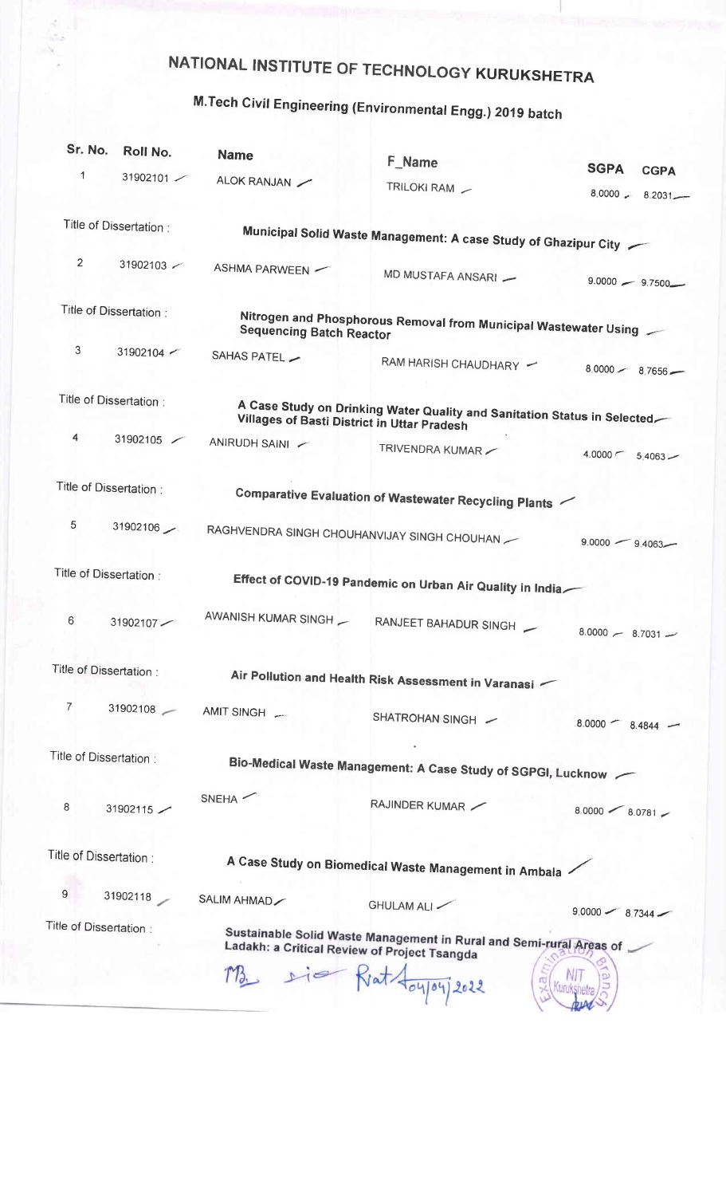# NATIONAL INSTITUTE OF TECHNOLOGY KURUKSHETRA

## M.Tech Civil Engineering (Environmental Engg.) 2019 batch

| Sr. No. | Roll No. | Name | F_Name | SGPA | CGPA |
|---|---|---|---|---|---|
| 1 | 31902101 | ALOK RANJAN | TRILOKI RAM | 8.0000 | 8.2031 |
| Title of Dissertation : | | Municipal Solid Waste Management: A case Study of Ghazipur City | | | |
| 2 | 31902103 | ASHMA PARWEEN | MD MUSTAFA ANSARI | 9.0000 | 9.7500 |
| Title of Dissertation : | | Nitrogen and Phosphorous Removal from Municipal Wastewater Using Sequencing Batch Reactor | | | |
| 3 | 31902104 | SAHAS PATEL | RAM HARISH CHAUDHARY | 8.0000 | 8.7656 |
| Title of Dissertation : | | A Case Study on Drinking Water Quality and Sanitation Status in Selected Villages of Basti District in Uttar Pradesh | | | |
| 4 | 31902105 | ANIRUDH SAINI | TRIVENDRA KUMAR | 4.0000 | 5.4063 |
| Title of Dissertation : | | Comparative Evaluation of Wastewater Recycling Plants | | | |
| 5 | 31902106 | RAGHVENDRA SINGH CHOUHAN | VIJAY SINGH CHOUHAN | 9.0000 | 9.4063 |
| Title of Dissertation : | | Effect of COVID-19 Pandemic on Urban Air Quality in India | | | |
| 6 | 31902107 | AWANISH KUMAR SINGH | RANJEET BAHADUR SINGH | 8.0000 | 8.7031 |
| Title of Dissertation : | | Air Pollution and Health Risk Assessment in Varanasi | | | |
| 7 | 31902108 | AMIT SINGH | SHATROHAN SINGH | 8.0000 | 8.4844 |
| Title of Dissertation : | | Bio-Medical Waste Management: A Case Study of SGPGI, Lucknow | | | |
| 8 | 31902115 | SNEHA | RAJINDER KUMAR | 8.0000 | 8.0781 |
| Title of Dissertation : | | A Case Study on Biomedical Waste Management in Ambala | | | |
| 9 | 31902118 | SALIM AHMAD | GHULAM ALI | 9.0000 | 8.7344 |
| Title of Dissertation : | | Sustainable Solid Waste Management in Rural and Semi-rural Areas of Ladakh: a Critical Review of Project Tsangda | | | |

04/04/2022

Examination Branch, NIT Kurukshetra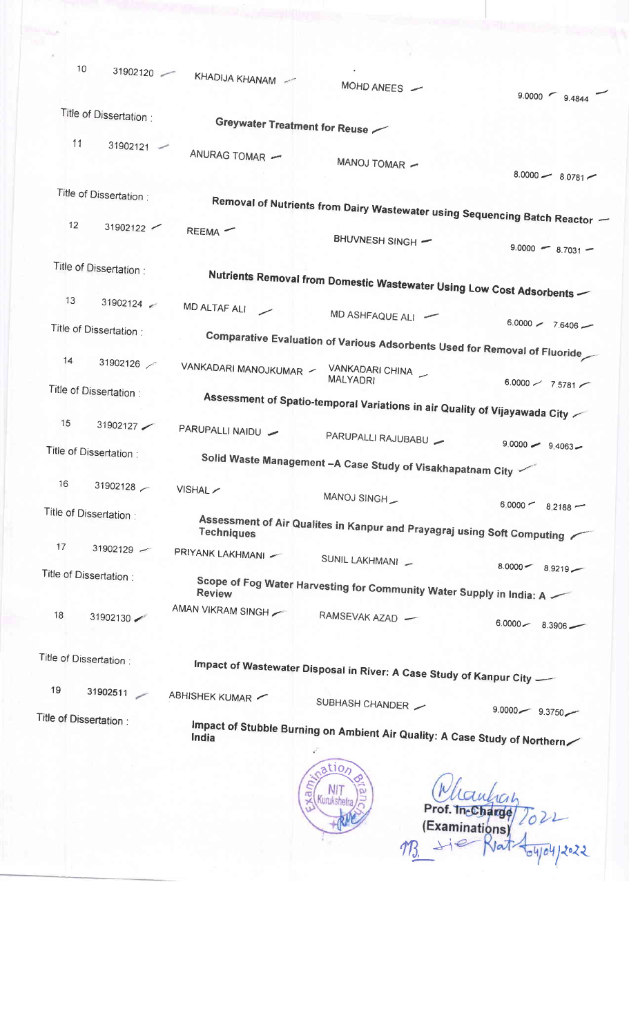| | | | | | |
|---|---|---|---|---|---|
| 10 | 31902120 | KHADIJA KHANAM | MOHD ANEES | 9.0000 | 9.4844 |

Title of Dissertation : Greywater Treatment for Reuse

| | | | | | |
|---|---|---|---|---|---|
| 11 | 31902121 | ANURAG TOMAR | MANOJ TOMAR | 8.0000 | 8.0781 |

Title of Dissertation : Removal of Nutrients from Dairy Wastewater using Sequencing Batch Reactor

| | | | | | |
|---|---|---|---|---|---|
| 12 | 31902122 | REEMA | BHUVNESH SINGH | 9.0000 | 8.7031 |

Title of Dissertation : Nutrients Removal from Domestic Wastewater Using Low Cost Adsorbents

| | | | | | |
|---|---|---|---|---|---|
| 13 | 31902124 | MD ALTAF ALI | MD ASHFAQUE ALI | 6.0000 | 7.6406 |

Title of Dissertation : Comparative Evaluation of Various Adsorbents Used for Removal of Fluoride

| | | | | | |
|---|---|---|---|---|---|
| 14 | 31902126 | VANKADARI MANOJKUMAR | VANKADARI CHINA MALYADRI | 6.0000 | 7.5781 |

Title of Dissertation : Assessment of Spatio-temporal Variations in air Quality of Vijayawada City

| | | | | | |
|---|---|---|---|---|---|
| 15 | 31902127 | PARUPALLI NAIDU | PARUPALLI RAJUBABU | 9.0000 | 9.4063 |

Title of Dissertation : Solid Waste Management –A Case Study of Visakhapatnam City

| | | | | | |
|---|---|---|---|---|---|
| 16 | 31902128 | VISHAL | MANOJ SINGH | 6.0000 | 8.2188 |

Title of Dissertation : Assessment of Air Qualites in Kanpur and Prayagraj using Soft Computing Techniques

| | | | | | |
|---|---|---|---|---|---|
| 17 | 31902129 | PRIYANK LAKHMANI | SUNIL LAKHMANI | 8.0000 | 8.9219 |

Title of Dissertation : Scope of Fog Water Harvesting for Community Water Supply in India: A Review

| | | | | | |
|---|---|---|---|---|---|
| 18 | 31902130 | AMAN VIKRAM SINGH | RAMSEVAK AZAD | 6.0000 | 8.3906 |

Title of Dissertation : Impact of Wastewater Disposal in River: A Case Study of Kanpur City

| | | | | | |
|---|---|---|---|---|---|
| 19 | 31902511 | ABHISHEK KUMAR | SUBHASH CHANDER | 9.0000 | 9.3750 |

Title of Dissertation : Impact of Stubble Burning on Ambient Air Quality: A Case Study of Northern India

Examination Branch NIT Kurukshetra

Prof. In-Charge (Examinations) 2022

04/04/2022